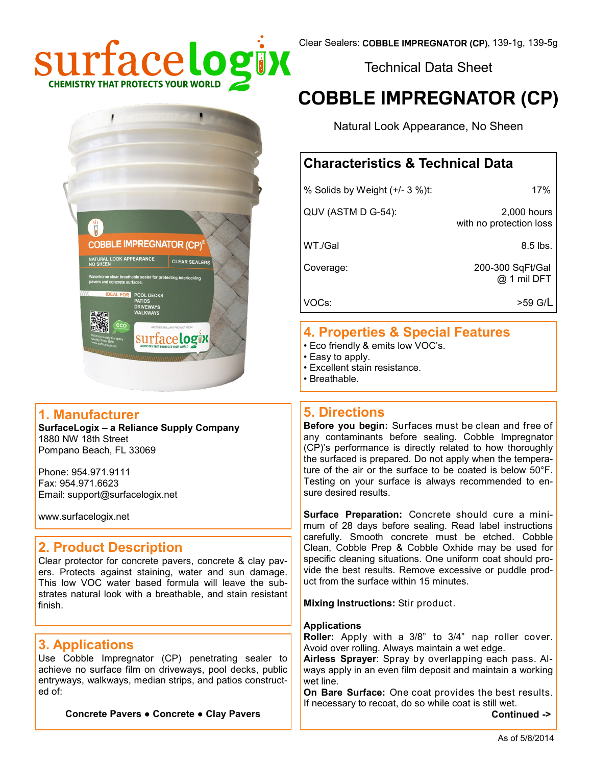surfacelogix
CHEMISTRY THAT PROTECTS YOUR WORLD

Clear Sealers: **COBBLE IMPREGNATOR (CP)**, 139-1g, 139-5g

Technical Data Sheet

# COBBLE IMPREGNATOR (CP)

Natural Look Appearance, No Sheen

## Characteristics & Technical Data

| | |
|---|---|
| % Solids by Weight (+/- 3 %)t: | 17% |
| QUV (ASTM D G-54): | 2,000 hours with no protection loss |
| WT./Gal | 8.5 lbs. |
| Coverage: | 200-300 SqFt/Gal @ 1 mil DFT |
| VOCs: | >59 G/L |

## 1. Manufacturer

**SurfaceLogix – a Reliance Supply Company**
1880 NW 18th Street
Pompano Beach, FL 33069

Phone: 954.971.9111
Fax: 954.971.6623
Email: support@surfacelogix.net

www.surfacelogix.net

## 2. Product Description

Clear protector for concrete pavers, concrete & clay pavers. Protects against staining, water and sun damage. This low VOC water based formula will leave the substrates natural look with a breathable, and stain resistant finish.

## 3. Applications

Use Cobble Impregnator (CP) penetrating sealer to achieve no surface film on driveways, pool decks, public entryways, walkways, median strips, and patios constructed of:

**Concrete Pavers ● Concrete ● Clay Pavers**

## 4. Properties & Special Features

- Eco friendly & emits low VOC's.
- Easy to apply.
- Excellent stain resistance.
- Breathable.

## 5. Directions

**Before you begin:** Surfaces must be clean and free of any contaminants before sealing. Cobble Impregnator (CP)'s performance is directly related to how thoroughly the surfaced is prepared. Do not apply when the temperature of the air or the surface to be coated is below 50°F. Testing on your surface is always recommended to ensure desired results.

**Surface Preparation:** Concrete should cure a minimum of 28 days before sealing. Read label instructions carefully. Smooth concrete must be etched. Cobble Clean, Cobble Prep & Cobble Oxhide may be used for specific cleaning situations. One uniform coat should provide the best results. Remove excessive or puddle product from the surface within 15 minutes.

**Mixing Instructions:** Stir product.

**Applications**
**Roller:** Apply with a 3/8" to 3/4" nap roller cover. Avoid over rolling. Always maintain a wet edge.
**Airless Sprayer**: Spray by overlapping each pass. Always apply in an even film deposit and maintain a working wet line.
**On Bare Surface:** One coat provides the best results. If necessary to recoat, do so while coat is still wet.

**Continued ->**

As of 5/8/2014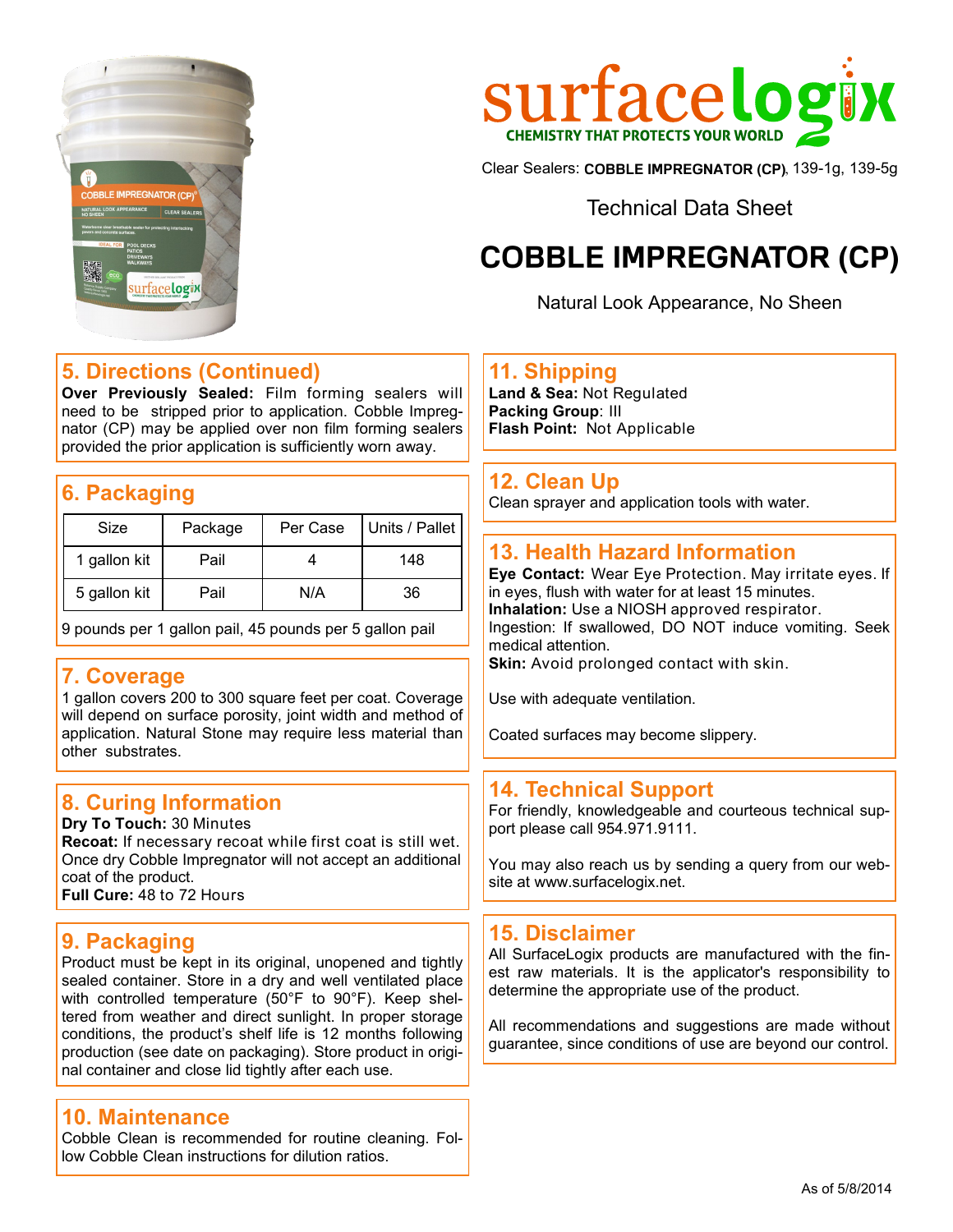surfacelogix
CHEMISTRY THAT PROTECTS YOUR WORLD

Clear Sealers: **COBBLE IMPREGNATOR (CP)**, 139-1g, 139-5g

Technical Data Sheet

# COBBLE IMPREGNATOR (CP)

Natural Look Appearance, No Sheen

## 5. Directions (Continued)

**Over Previously Sealed:** Film forming sealers will need to be stripped prior to application. Cobble Impregnator (CP) may be applied over non film forming sealers provided the prior application is sufficiently worn away.

## 6. Packaging

| Size | Package | Per Case | Units / Pallet |
|---|---|---|---|
| 1 gallon kit | Pail | 4 | 148 |
| 5 gallon kit | Pail | N/A | 36 |

9 pounds per 1 gallon pail, 45 pounds per 5 gallon pail

## 7. Coverage

1 gallon covers 200 to 300 square feet per coat. Coverage will depend on surface porosity, joint width and method of application. Natural Stone may require less material than other substrates.

## 8. Curing Information

**Dry To Touch:** 30 Minutes
**Recoat:** If necessary recoat while first coat is still wet. Once dry Cobble Impregnator will not accept an additional coat of the product.
**Full Cure:** 48 to 72 Hours

## 9. Packaging

Product must be kept in its original, unopened and tightly sealed container. Store in a dry and well ventilated place with controlled temperature (50°F to 90°F). Keep sheltered from weather and direct sunlight. In proper storage conditions, the product's shelf life is 12 months following production (see date on packaging). Store product in original container and close lid tightly after each use.

## 10. Maintenance

Cobble Clean is recommended for routine cleaning. Follow Cobble Clean instructions for dilution ratios.

## 11. Shipping

**Land & Sea:** Not Regulated
**Packing Group**: III
**Flash Point:** Not Applicable

## 12. Clean Up

Clean sprayer and application tools with water.

## 13. Health Hazard Information

**Eye Contact:** Wear Eye Protection. May irritate eyes. If in eyes, flush with water for at least 15 minutes.
**Inhalation:** Use a NIOSH approved respirator.
Ingestion: If swallowed, DO NOT induce vomiting. Seek medical attention.
**Skin:** Avoid prolonged contact with skin.

Use with adequate ventilation.

Coated surfaces may become slippery.

## 14. Technical Support

For friendly, knowledgeable and courteous technical support please call 954.971.9111.

You may also reach us by sending a query from our website at www.surfacelogix.net.

## 15. Disclaimer

All SurfaceLogix products are manufactured with the finest raw materials. It is the applicator's responsibility to determine the appropriate use of the product.

All recommendations and suggestions are made without guarantee, since conditions of use are beyond our control.

As of 5/8/2014